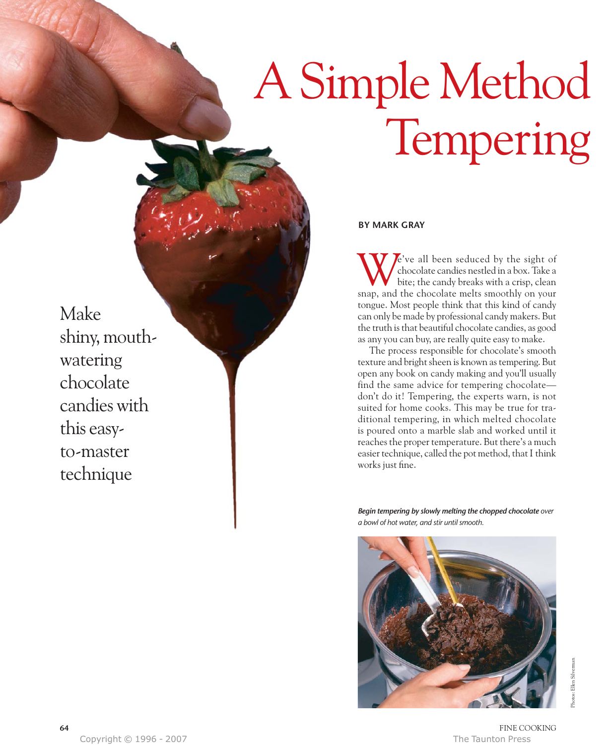# A Simple Method for Tempering

Make shiny, mouth-watering chocolate candies with this easy-to-master technique

**BY MARK GRAY**

We've all been seduced by the sight of chocolate candies nestled in a box. Take a bite; the candy breaks with a crisp, clean snap, and the chocolate melts smoothly on your tongue. Most people think that this kind of candy can only be made by professional candy makers. But the truth is that beautiful chocolate candies, as good as any you can buy, are really quite easy to make.

The process responsible for chocolate's smooth texture and bright sheen is known as tempering. But open any book on candy making and you'll usually find the same advice for tempering chocolate—don't do it! Tempering, the experts warn, is not suited for home cooks. This may be true for traditional tempering, in which melted chocolate is poured onto a marble slab and worked until it reaches the proper temperature. But there's a much easier technique, called the pot method, that I think works just fine.

***Begin tempering by slowly melting the chopped chocolate*** *over a bowl of hot water, and stir until smooth.*

Photos: Ellen Silverman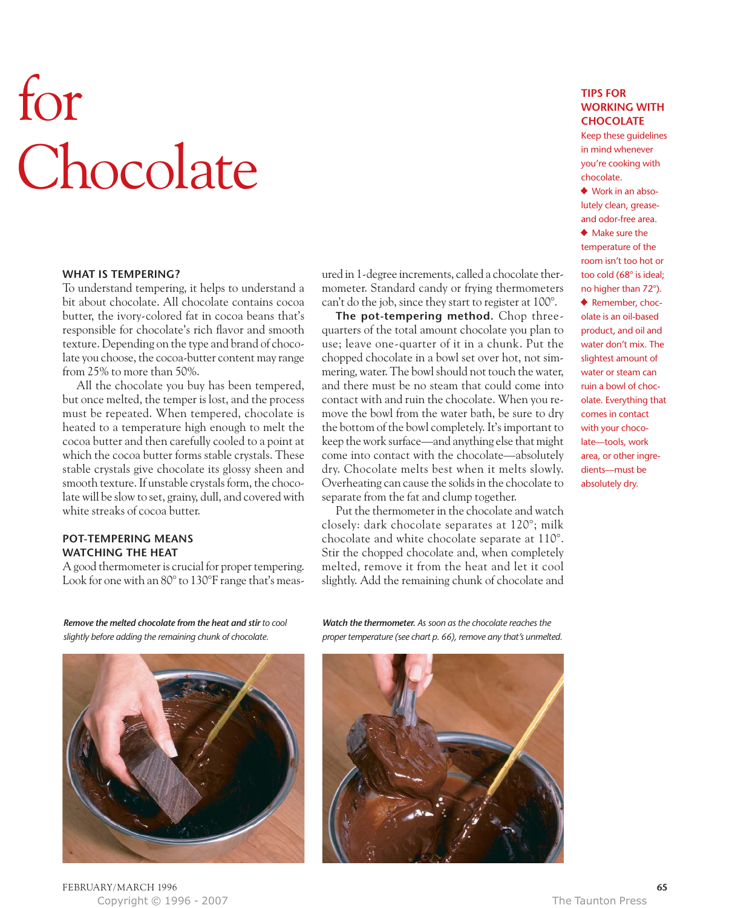# for Chocolate

### WHAT IS TEMPERING?

To understand tempering, it helps to understand a bit about chocolate. All chocolate contains cocoa butter, the ivory-colored fat in cocoa beans that's responsible for chocolate's rich flavor and smooth texture. Depending on the type and brand of chocolate you choose, the cocoa-butter content may range from 25% to more than 50%.

All the chocolate you buy has been tempered, but once melted, the temper is lost, and the process must be repeated. When tempered, chocolate is heated to a temperature high enough to melt the cocoa butter and then carefully cooled to a point at which the cocoa butter forms stable crystals. These stable crystals give chocolate its glossy sheen and smooth texture. If unstable crystals form, the chocolate will be slow to set, grainy, dull, and covered with white streaks of cocoa butter.

### POT-TEMPERING MEANS WATCHING THE HEAT

A good thermometer is crucial for proper tempering. Look for one with an 80° to 130°F range that's measured in 1-degree increments, called a chocolate thermometer. Standard candy or frying thermometers can't do the job, since they start to register at 100°.

**The pot-tempering method.** Chop three-quarters of the total amount chocolate you plan to use; leave one-quarter of it in a chunk. Put the chopped chocolate in a bowl set over hot, not simmering, water. The bowl should not touch the water, and there must be no steam that could come into contact with and ruin the chocolate. When you remove the bowl from the water bath, be sure to dry the bottom of the bowl completely. It's important to keep the work surface—and anything else that might come into contact with the chocolate—absolutely dry. Chocolate melts best when it melts slowly. Overheating can cause the solids in the chocolate to separate from the fat and clump together.

Put the thermometer in the chocolate and watch closely: dark chocolate separates at 120°; milk chocolate and white chocolate separate at 110°. Stir the chopped chocolate and, when completely melted, remove it from the heat and let it cool slightly. Add the remaining chunk of chocolate and

### TIPS FOR WORKING WITH CHOCOLATE

Keep these guidelines in mind whenever you're cooking with chocolate.

- Work in an absolutely clean, grease- and odor-free area.
- Make sure the temperature of the room isn't too hot or too cold (68° is ideal; no higher than 72°).
- Remember, chocolate is an oil-based product, and oil and water don't mix. The slightest amount of water or steam can ruin a bowl of chocolate. Everything that comes in contact with your chocolate—tools, work area, or other ingredients—must be absolutely dry.

***Remove the melted chocolate from the heat and stir** to cool slightly before adding the remaining chunk of chocolate.*

***Watch the thermometer.** As soon as the chocolate reaches the proper temperature (see chart p. 66), remove any that's unmelted.*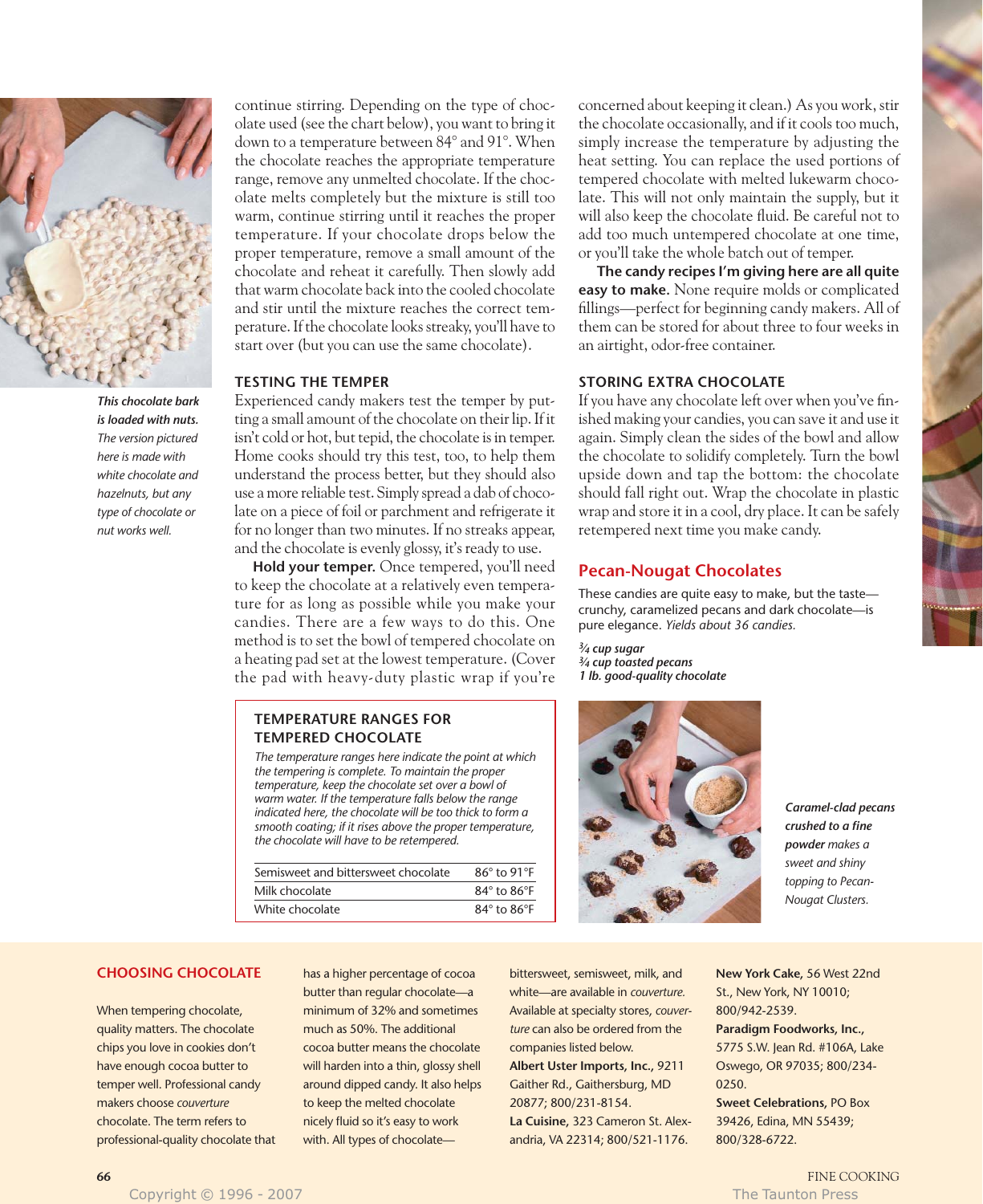*This chocolate bark is loaded with nuts.* The version pictured here is made with white chocolate and hazelnuts, but any type of chocolate or nut works well.

continue stirring. Depending on the type of chocolate used (see the chart below), you want to bring it down to a temperature between 84° and 91°. When the chocolate reaches the appropriate temperature range, remove any unmelted chocolate. If the chocolate melts completely but the mixture is still too warm, continue stirring until it reaches the proper temperature. If your chocolate drops below the proper temperature, remove a small amount of the chocolate and reheat it carefully. Then slowly add that warm chocolate back into the cooled chocolate and stir until the mixture reaches the correct temperature. If the chocolate looks streaky, you'll have to start over (but you can use the same chocolate).

### TESTING THE TEMPER

Experienced candy makers test the temper by putting a small amount of the chocolate on their lip. If it isn't cold or hot, but tepid, the chocolate is in temper. Home cooks should try this test, too, to help them understand the process better, but they should also use a more reliable test. Simply spread a dab of chocolate on a piece of foil or parchment and refrigerate it for no longer than two minutes. If no streaks appear, and the chocolate is evenly glossy, it's ready to use.

**Hold your temper.** Once tempered, you'll need to keep the chocolate at a relatively even temperature for as long as possible while you make your candies. There are a few ways to do this. One method is to set the bowl of tempered chocolate on a heating pad set at the lowest temperature. (Cover the pad with heavy-duty plastic wrap if you're concerned about keeping it clean.) As you work, stir the chocolate occasionally, and if it cools too much, simply increase the temperature by adjusting the heat setting. You can replace the used portions of tempered chocolate with melted lukewarm chocolate. This will not only maintain the supply, but it will also keep the chocolate fluid. Be careful not to add too much untempered chocolate at one time, or you'll take the whole batch out of temper.

**The candy recipes I'm giving here are all quite easy to make.** None require molds or complicated fillings—perfect for beginning candy makers. All of them can be stored for about three to four weeks in an airtight, odor-free container.

### TEMPERATURE RANGES FOR TEMPERED CHOCOLATE

*The temperature ranges here indicate the point at which the tempering is complete. To maintain the proper temperature, keep the chocolate set over a bowl of warm water. If the temperature falls below the range indicated here, the chocolate will be too thick to form a smooth coating; if it rises above the proper temperature, the chocolate will have to be retempered.*

| Chocolate | Temperature |
|---|---|
| Semisweet and bittersweet chocolate | 86° to 91°F |
| Milk chocolate | 84° to 86°F |
| White chocolate | 84° to 86°F |

### STORING EXTRA CHOCOLATE

If you have any chocolate left over when you've finished making your candies, you can save it and use it again. Simply clean the sides of the bowl and allow the chocolate to solidify completely. Turn the bowl upside down and tap the bottom: the chocolate should fall right out. Wrap the chocolate in plastic wrap and store it in a cool, dry place. It can be safely retempered next time you make candy.

## Pecan-Nougat Chocolates

These candies are quite easy to make, but the taste—crunchy, caramelized pecans and dark chocolate—is pure elegance. *Yields about 36 candies.*

*¾ cup sugar*
*¾ cup toasted pecans*
*1 lb. good-quality chocolate*

***Caramel-clad pecans crushed to a fine powder*** *makes a sweet and shiny topping to Pecan-Nougat Clusters.*

### CHOOSING CHOCOLATE

When tempering chocolate, quality matters. The chocolate chips you love in cookies don't have enough cocoa butter to temper well. Professional candy makers choose *couverture* chocolate. The term refers to professional-quality chocolate that has a higher percentage of cocoa butter than regular chocolate—a minimum of 32% and sometimes much as 50%. The additional cocoa butter means the chocolate will harden into a thin, glossy shell around dipped candy. It also helps to keep the melted chocolate nicely fluid so it's easy to work with. All types of chocolate—bittersweet, semisweet, milk, and white—are available in *couverture.* Available at specialty stores, *couverture* can also be ordered from the companies listed below.

**Albert Uster Imports, Inc.,** 9211 Gaither Rd., Gaithersburg, MD 20877; 800/231-8154.

**La Cuisine,** 323 Cameron St. Alexandria, VA 22314; 800/521-1176.

**New York Cake,** 56 West 22nd St., New York, NY 10010; 800/942-2539.

**Paradigm Foodworks, Inc.,** 5775 S.W. Jean Rd. #106A, Lake Oswego, OR 97035; 800/234-0250.

**Sweet Celebrations,** PO Box 39426, Edina, MN 55439; 800/328-6722.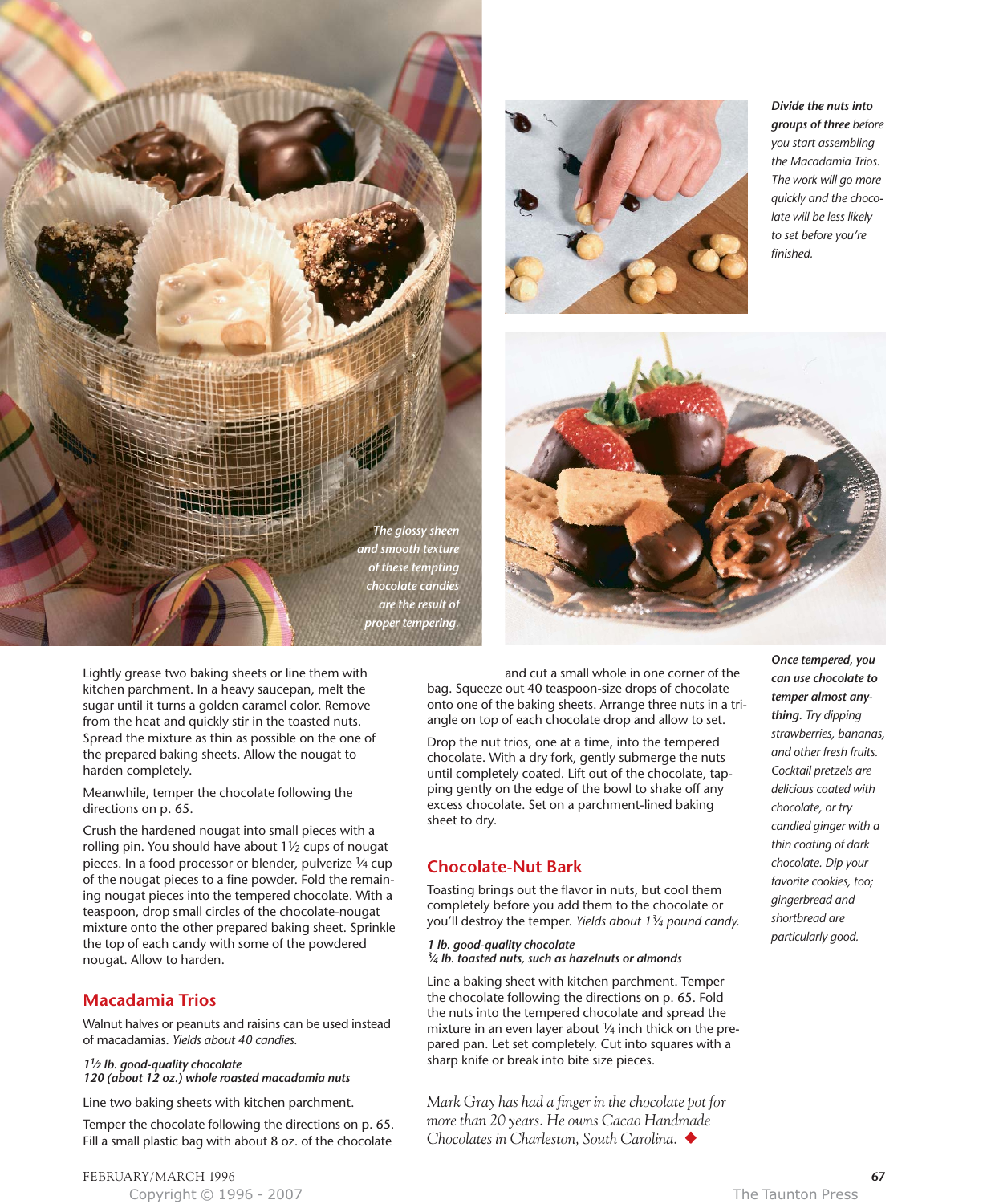*The glossy sheen and smooth texture of these tempting chocolate candies are the result of proper tempering.*

***Divide the nuts into groups of three*** *before you start assembling the Macadamia Trios. The work will go more quickly and the chocolate will be less likely to set before you're finished.*

***Once tempered, you can use chocolate to temper almost anything.*** *Try dipping strawberries, bananas, and other fresh fruits. Cocktail pretzels are delicious coated with chocolate, or try candied ginger with a thin coating of dark chocolate. Dip your favorite cookies, too; gingerbread and shortbread are particularly good.*

Lightly grease two baking sheets or line them with kitchen parchment. In a heavy saucepan, melt the sugar until it turns a golden caramel color. Remove from the heat and quickly stir in the toasted nuts. Spread the mixture as thin as possible on the one of the prepared baking sheets. Allow the nougat to harden completely.

Meanwhile, temper the chocolate following the directions on p. 65.

Crush the hardened nougat into small pieces with a rolling pin. You should have about 1½ cups of nougat pieces. In a food processor or blender, pulverize ¼ cup of the nougat pieces to a fine powder. Fold the remaining nougat pieces into the tempered chocolate. With a teaspoon, drop small circles of the chocolate-nougat mixture onto the other prepared baking sheet. Sprinkle the top of each candy with some of the powdered nougat. Allow to harden.

## Macadamia Trios

Walnut halves or peanuts and raisins can be used instead of macadamias. *Yields about 40 candies.*

***1½ lb. good-quality chocolate***
***120 (about 12 oz.) whole roasted macadamia nuts***

Line two baking sheets with kitchen parchment.

Temper the chocolate following the directions on p. 65. Fill a small plastic bag with about 8 oz. of the chocolate and cut a small whole in one corner of the bag. Squeeze out 40 teaspoon-size drops of chocolate onto one of the baking sheets. Arrange three nuts in a triangle on top of each chocolate drop and allow to set.

Drop the nut trios, one at a time, into the tempered chocolate. With a dry fork, gently submerge the nuts until completely coated. Lift out of the chocolate, tapping gently on the edge of the bowl to shake off any excess chocolate. Set on a parchment-lined baking sheet to dry.

## Chocolate-Nut Bark

Toasting brings out the flavor in nuts, but cool them completely before you add them to the chocolate or you'll destroy the temper. *Yields about 1¾ pound candy.*

***1 lb. good-quality chocolate***
***¾ lb. toasted nuts, such as hazelnuts or almonds***

Line a baking sheet with kitchen parchment. Temper the chocolate following the directions on p. 65. Fold the nuts into the tempered chocolate and spread the mixture in an even layer about ¼ inch thick on the prepared pan. Let set completely. Cut into squares with a sharp knife or break into bite size pieces.

---

*Mark Gray has had a finger in the chocolate pot for more than 20 years. He owns Cacao Handmade Chocolates in Charleston, South Carolina.* ◆